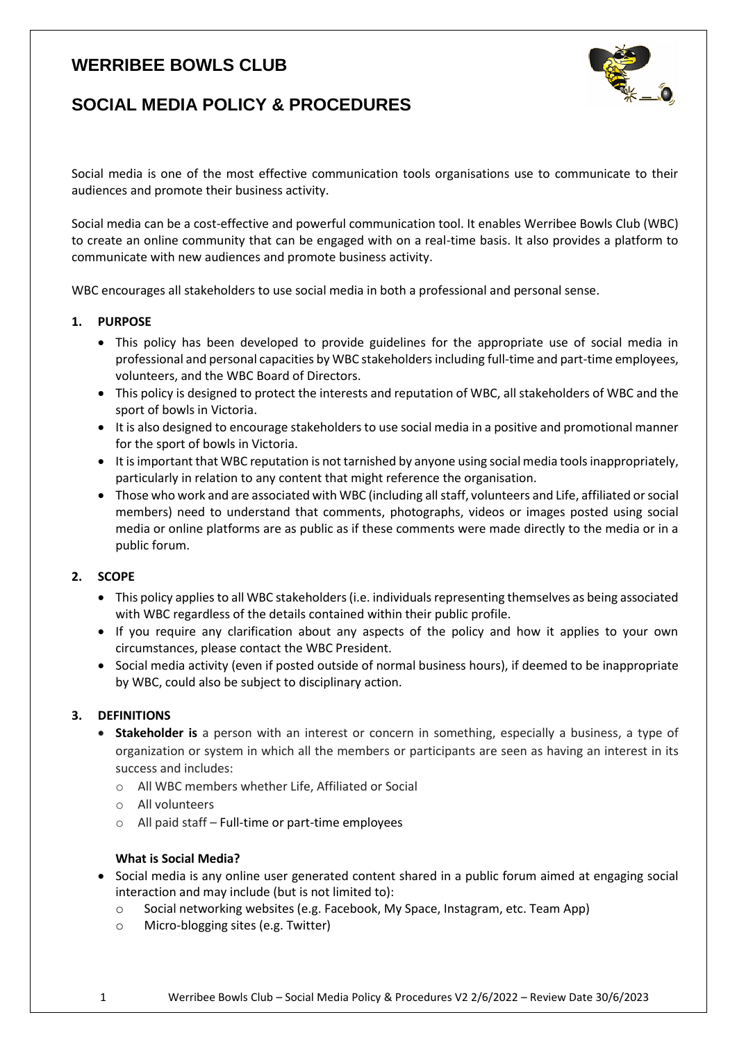# WERRIBEE BOWLS CLUB

## SOCIAL MEDIA POLICY & PROCEDURES

Social media is one of the most effective communication tools organisations use to communicate to their audiences and promote their business activity.

Social media can be a cost-effective and powerful communication tool. It enables Werribee Bowls Club (WBC) to create an online community that can be engaged with on a real-time basis. It also provides a platform to communicate with new audiences and promote business activity.

WBC encourages all stakeholders to use social media in both a professional and personal sense.

### 1. PURPOSE

- This policy has been developed to provide guidelines for the appropriate use of social media in professional and personal capacities by WBC stakeholders including full-time and part-time employees, volunteers, and the WBC Board of Directors.
- This policy is designed to protect the interests and reputation of WBC, all stakeholders of WBC and the sport of bowls in Victoria.
- It is also designed to encourage stakeholders to use social media in a positive and promotional manner for the sport of bowls in Victoria.
- It is important that WBC reputation is not tarnished by anyone using social media tools inappropriately, particularly in relation to any content that might reference the organisation.
- Those who work and are associated with WBC (including all staff, volunteers and Life, affiliated or social members) need to understand that comments, photographs, videos or images posted using social media or online platforms are as public as if these comments were made directly to the media or in a public forum.

### 2. SCOPE

- This policy applies to all WBC stakeholders (i.e. individuals representing themselves as being associated with WBC regardless of the details contained within their public profile.
- If you require any clarification about any aspects of the policy and how it applies to your own circumstances, please contact the WBC President.
- Social media activity (even if posted outside of normal business hours), if deemed to be inappropriate by WBC, could also be subject to disciplinary action.

### 3. DEFINITIONS

- **Stakeholder is** a person with an interest or concern in something, especially a business, a type of organization or system in which all the members or participants are seen as having an interest in its success and includes:
  - All WBC members whether Life, Affiliated or Social
  - All volunteers
  - All paid staff – Full-time or part-time employees

**What is Social Media?**

- Social media is any online user generated content shared in a public forum aimed at engaging social interaction and may include (but is not limited to):
  - Social networking websites (e.g. Facebook, My Space, Instagram, etc. Team App)
  - Micro-blogging sites (e.g. Twitter)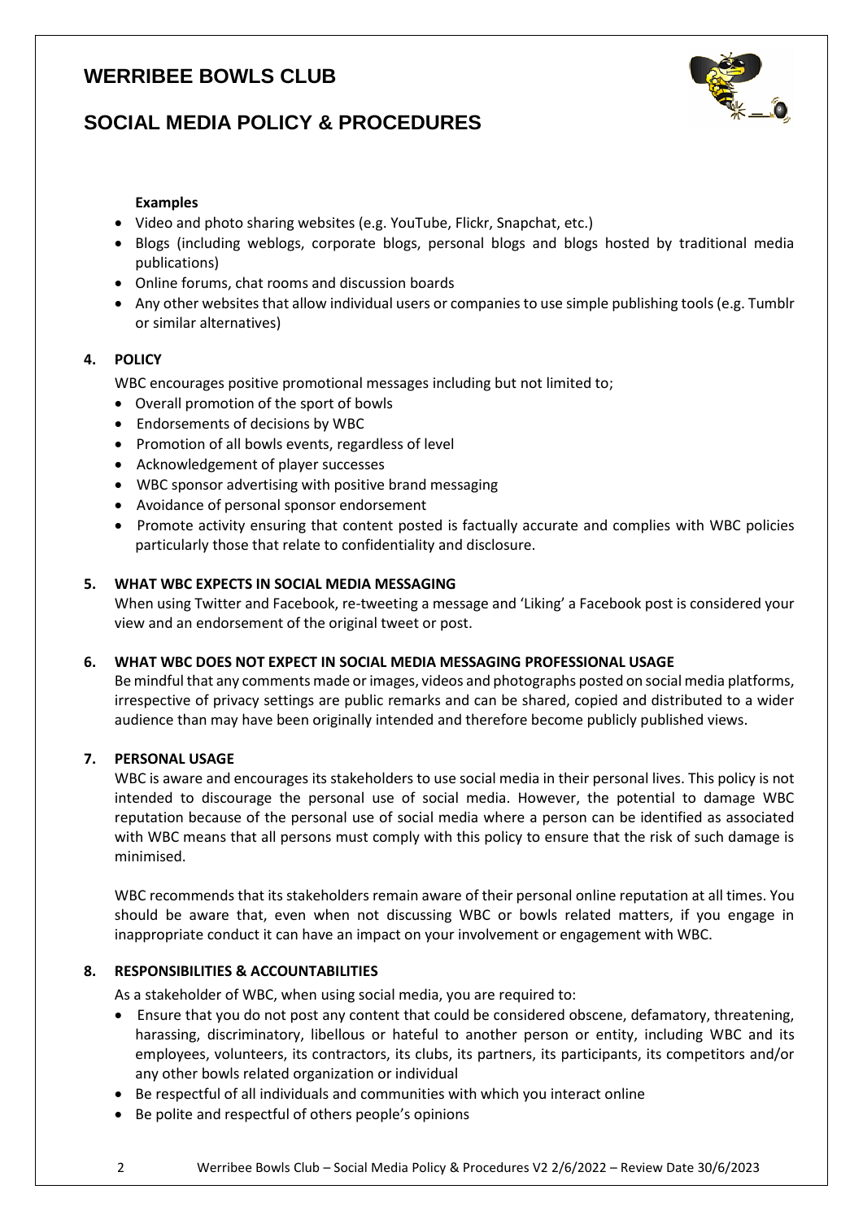**Examples**

- Video and photo sharing websites (e.g. YouTube, Flickr, Snapchat, etc.)
- Blogs (including weblogs, corporate blogs, personal blogs and blogs hosted by traditional media publications)
- Online forums, chat rooms and discussion boards
- Any other websites that allow individual users or companies to use simple publishing tools (e.g. Tumblr or similar alternatives)

## 4. POLICY

WBC encourages positive promotional messages including but not limited to;

- Overall promotion of the sport of bowls
- Endorsements of decisions by WBC
- Promotion of all bowls events, regardless of level
- Acknowledgement of player successes
- WBC sponsor advertising with positive brand messaging
- Avoidance of personal sponsor endorsement
- Promote activity ensuring that content posted is factually accurate and complies with WBC policies particularly those that relate to confidentiality and disclosure.

## 5. WHAT WBC EXPECTS IN SOCIAL MEDIA MESSAGING

When using Twitter and Facebook, re-tweeting a message and 'Liking' a Facebook post is considered your view and an endorsement of the original tweet or post.

## 6. WHAT WBC DOES NOT EXPECT IN SOCIAL MEDIA MESSAGING PROFESSIONAL USAGE

Be mindful that any comments made or images, videos and photographs posted on social media platforms, irrespective of privacy settings are public remarks and can be shared, copied and distributed to a wider audience than may have been originally intended and therefore become publicly published views.

## 7. PERSONAL USAGE

WBC is aware and encourages its stakeholders to use social media in their personal lives. This policy is not intended to discourage the personal use of social media. However, the potential to damage WBC reputation because of the personal use of social media where a person can be identified as associated with WBC means that all persons must comply with this policy to ensure that the risk of such damage is minimised.

WBC recommends that its stakeholders remain aware of their personal online reputation at all times. You should be aware that, even when not discussing WBC or bowls related matters, if you engage in inappropriate conduct it can have an impact on your involvement or engagement with WBC.

## 8. RESPONSIBILITIES & ACCOUNTABILITIES

As a stakeholder of WBC, when using social media, you are required to:

- Ensure that you do not post any content that could be considered obscene, defamatory, threatening, harassing, discriminatory, libellous or hateful to another person or entity, including WBC and its employees, volunteers, its contractors, its clubs, its partners, its participants, its competitors and/or any other bowls related organization or individual
- Be respectful of all individuals and communities with which you interact online
- Be polite and respectful of others people's opinions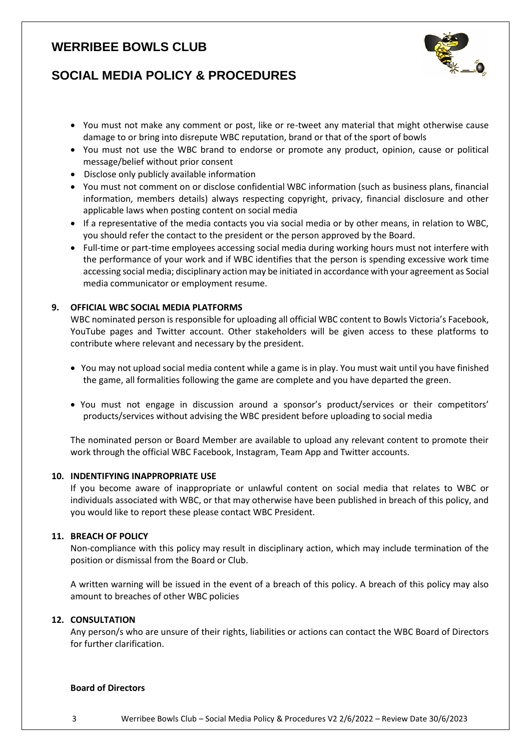- You must not make any comment or post, like or re-tweet any material that might otherwise cause damage to or bring into disrepute WBC reputation, brand or that of the sport of bowls
- You must not use the WBC brand to endorse or promote any product, opinion, cause or political message/belief without prior consent
- Disclose only publicly available information
- You must not comment on or disclose confidential WBC information (such as business plans, financial information, members details) always respecting copyright, privacy, financial disclosure and other applicable laws when posting content on social media
- If a representative of the media contacts you via social media or by other means, in relation to WBC, you should refer the contact to the president or the person approved by the Board.
- Full-time or part-time employees accessing social media during working hours must not interfere with the performance of your work and if WBC identifies that the person is spending excessive work time accessing social media; disciplinary action may be initiated in accordance with your agreement as Social media communicator or employment resume.

**9. OFFICIAL WBC SOCIAL MEDIA PLATFORMS**

WBC nominated person is responsible for uploading all official WBC content to Bowls Victoria's Facebook, YouTube pages and Twitter account. Other stakeholders will be given access to these platforms to contribute where relevant and necessary by the president.

- You may not upload social media content while a game is in play. You must wait until you have finished the game, all formalities following the game are complete and you have departed the green.
- You must not engage in discussion around a sponsor's product/services or their competitors' products/services without advising the WBC president before uploading to social media

The nominated person or Board Member are available to upload any relevant content to promote their work through the official WBC Facebook, Instagram, Team App and Twitter accounts.

**10. INDENTIFYING INAPPROPRIATE USE**

If you become aware of inappropriate or unlawful content on social media that relates to WBC or individuals associated with WBC, or that may otherwise have been published in breach of this policy, and you would like to report these please contact WBC President.

**11. BREACH OF POLICY**

Non-compliance with this policy may result in disciplinary action, which may include termination of the position or dismissal from the Board or Club.

A written warning will be issued in the event of a breach of this policy. A breach of this policy may also amount to breaches of other WBC policies

**12. CONSULTATION**

Any person/s who are unsure of their rights, liabilities or actions can contact the WBC Board of Directors for further clarification.

**Board of Directors**